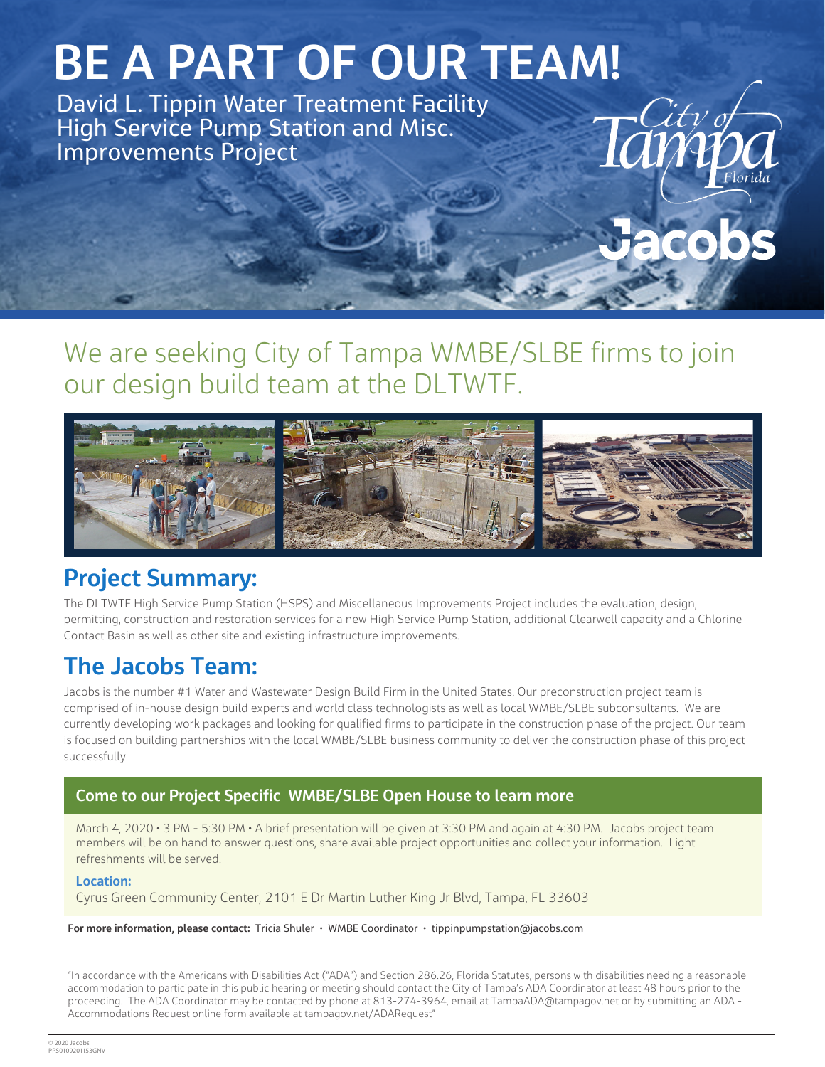# BE A PART OF OUR TEAM!

David L. Tippin Water Treatment Facility
High Service Pump Station and Misc. Improvements Project

City of Tampa Florida

Jacobs

## We are seeking City of Tampa WMBE/SLBE firms to join our design build team at the DLTWTF.

## Project Summary:

The DLTWTF High Service Pump Station (HSPS) and Miscellaneous Improvements Project includes the evaluation, design, permitting, construction and restoration services for a new High Service Pump Station, additional Clearwell capacity and a Chlorine Contact Basin as well as other site and existing infrastructure improvements.

## The Jacobs Team:

Jacobs is the number #1 Water and Wastewater Design Build Firm in the United States. Our preconstruction project team is comprised of in-house design build experts and world class technologists as well as local WMBE/SLBE subconsultants. We are currently developing work packages and looking for qualified firms to participate in the construction phase of the project. Our team is focused on building partnerships with the local WMBE/SLBE business community to deliver the construction phase of this project successfully.

### Come to our Project Specific WMBE/SLBE Open House to learn more

March 4, 2020 • 3 PM - 5:30 PM • A brief presentation will be given at 3:30 PM and again at 4:30 PM. Jacobs project team members will be on hand to answer questions, share available project opportunities and collect your information. Light refreshments will be served.

**Location:**
Cyrus Green Community Center, 2101 E Dr Martin Luther King Jr Blvd, Tampa, FL 33603

**For more information, please contact:** Tricia Shuler • WMBE Coordinator • tippinpumpstation@jacobs.com

"In accordance with the Americans with Disabilities Act ("ADA") and Section 286.26, Florida Statutes, persons with disabilities needing a reasonable accommodation to participate in this public hearing or meeting should contact the City of Tampa's ADA Coordinator at least 48 hours prior to the proceeding. The ADA Coordinator may be contacted by phone at 813-274-3964, email at TampaADA@tampagov.net or by submitting an ADA - Accommodations Request online form available at tampagov.net/ADARequest"

© 2020 Jacobs
PPS0109201153GNV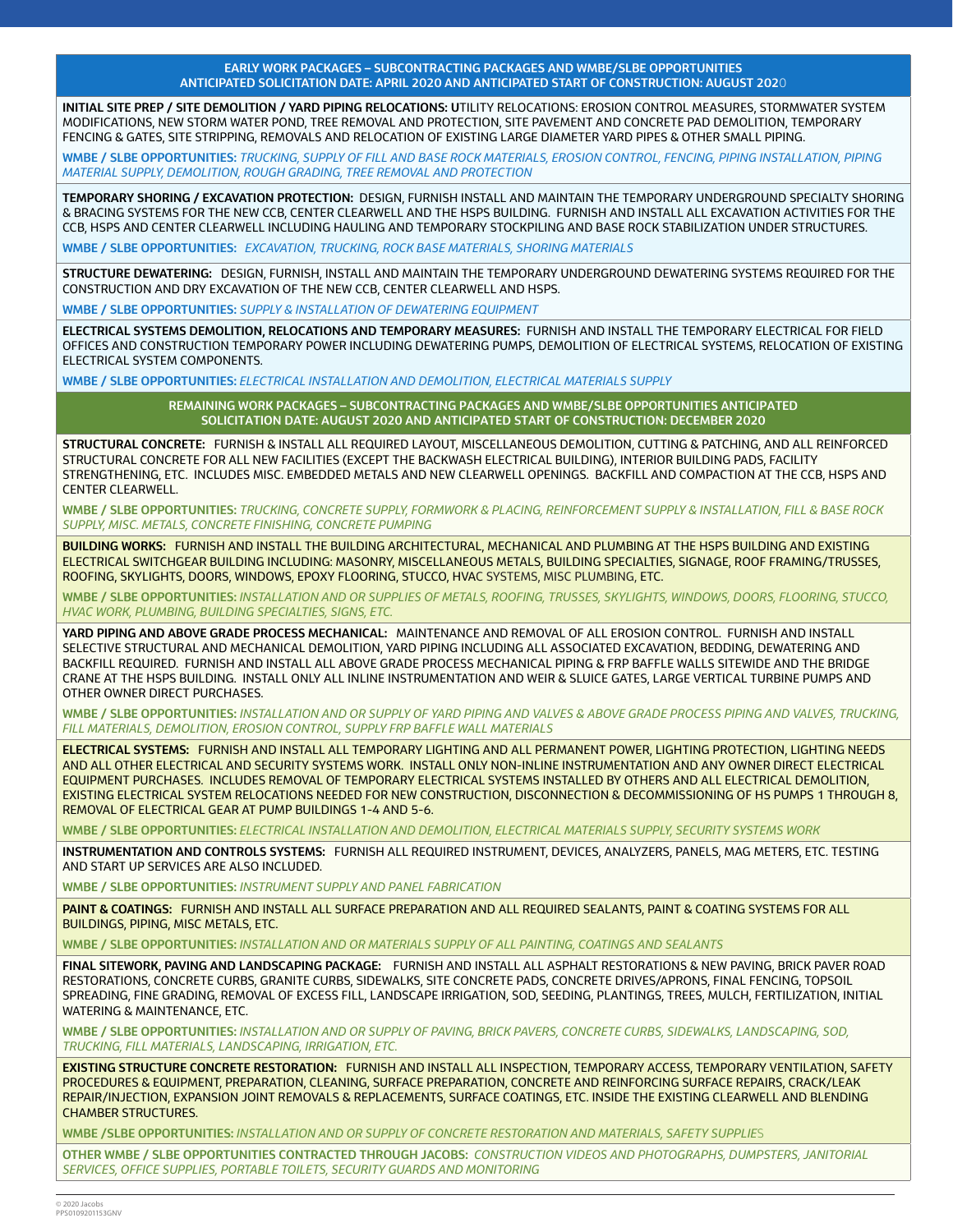## EARLY WORK PACKAGES – SUBCONTRACTING PACKAGES AND WMBE/SLBE OPPORTUNITIES
## ANTICIPATED SOLICITATION DATE: APRIL 2020 AND ANTICIPATED START OF CONSTRUCTION: AUGUST 2020

**INITIAL SITE PREP / SITE DEMOLITION / YARD PIPING RELOCATIONS:** UTILITY RELOCATIONS: EROSION CONTROL MEASURES, STORMWATER SYSTEM MODIFICATIONS, NEW STORM WATER POND, TREE REMOVAL AND PROTECTION, SITE PAVEMENT AND CONCRETE PAD DEMOLITION, TEMPORARY FENCING & GATES, SITE STRIPPING, REMOVALS AND RELOCATION OF EXISTING LARGE DIAMETER YARD PIPES & OTHER SMALL PIPING.

**WMBE / SLBE OPPORTUNITIES:** *TRUCKING, SUPPLY OF FILL AND BASE ROCK MATERIALS, EROSION CONTROL, FENCING, PIPING INSTALLATION, PIPING MATERIAL SUPPLY, DEMOLITION, ROUGH GRADING, TREE REMOVAL AND PROTECTION*

**TEMPORARY SHORING / EXCAVATION PROTECTION:** DESIGN, FURNISH INSTALL AND MAINTAIN THE TEMPORARY UNDERGROUND SPECIALTY SHORING & BRACING SYSTEMS FOR THE NEW CCB, CENTER CLEARWELL AND THE HSPS BUILDING. FURNISH AND INSTALL ALL EXCAVATION ACTIVITIES FOR THE CCB, HSPS AND CENTER CLEARWELL INCLUDING HAULING AND TEMPORARY STOCKPILING AND BASE ROCK STABILIZATION UNDER STRUCTURES.

**WMBE / SLBE OPPORTUNITIES:** *EXCAVATION, TRUCKING, ROCK BASE MATERIALS, SHORING MATERIALS*

**STRUCTURE DEWATERING:** DESIGN, FURNISH, INSTALL AND MAINTAIN THE TEMPORARY UNDERGROUND DEWATERING SYSTEMS REQUIRED FOR THE CONSTRUCTION AND DRY EXCAVATION OF THE NEW CCB, CENTER CLEARWELL AND HSPS.

**WMBE / SLBE OPPORTUNITIES:** *SUPPLY & INSTALLATION OF DEWATERING EQUIPMENT*

**ELECTRICAL SYSTEMS DEMOLITION, RELOCATIONS AND TEMPORARY MEASURES:** FURNISH AND INSTALL THE TEMPORARY ELECTRICAL FOR FIELD OFFICES AND CONSTRUCTION TEMPORARY POWER INCLUDING DEWATERING PUMPS, DEMOLITION OF ELECTRICAL SYSTEMS, RELOCATION OF EXISTING ELECTRICAL SYSTEM COMPONENTS.

**WMBE / SLBE OPPORTUNITIES:** *ELECTRICAL INSTALLATION AND DEMOLITION, ELECTRICAL MATERIALS SUPPLY*

## REMAINING WORK PACKAGES – SUBCONTRACTING PACKAGES AND WMBE/SLBE OPPORTUNITIES ANTICIPATED SOLICITATION DATE: AUGUST 2020 AND ANTICIPATED START OF CONSTRUCTION: DECEMBER 2020

**STRUCTURAL CONCRETE:** FURNISH & INSTALL ALL REQUIRED LAYOUT, MISCELLANEOUS DEMOLITION, CUTTING & PATCHING, AND ALL REINFORCED STRUCTURAL CONCRETE FOR ALL NEW FACILITIES (EXCEPT THE BACKWASH ELECTRICAL BUILDING), INTERIOR BUILDING PADS, FACILITY STRENGTHENING, ETC. INCLUDES MISC. EMBEDDED METALS AND NEW CLEARWELL OPENINGS. BACKFILL AND COMPACTION AT THE CCB, HSPS AND CENTER CLEARWELL.

**WMBE / SLBE OPPORTUNITIES:** *TRUCKING, CONCRETE SUPPLY, FORMWORK & PLACING, REINFORCEMENT SUPPLY & INSTALLATION, FILL & BASE ROCK SUPPLY, MISC. METALS, CONCRETE FINISHING, CONCRETE PUMPING*

**BUILDING WORKS:** FURNISH AND INSTALL THE BUILDING ARCHITECTURAL, MECHANICAL AND PLUMBING AT THE HSPS BUILDING AND EXISTING ELECTRICAL SWITCHGEAR BUILDING INCLUDING: MASONRY, MISCELLANEOUS METALS, BUILDING SPECIALTIES, SIGNAGE, ROOF FRAMING/TRUSSES, ROOFING, SKYLIGHTS, DOORS, WINDOWS, EPOXY FLOORING, STUCCO, HVAC SYSTEMS, MISC PLUMBING, ETC.

**WMBE / SLBE OPPORTUNITIES:** *INSTALLATION AND OR SUPPLIES OF METALS, ROOFING, TRUSSES, SKYLIGHTS, WINDOWS, DOORS, FLOORING, STUCCO, HVAC WORK, PLUMBING, BUILDING SPECIALTIES, SIGNS, ETC.*

**YARD PIPING AND ABOVE GRADE PROCESS MECHANICAL:** MAINTENANCE AND REMOVAL OF ALL EROSION CONTROL. FURNISH AND INSTALL SELECTIVE STRUCTURAL AND MECHANICAL DEMOLITION, YARD PIPING INCLUDING ALL ASSOCIATED EXCAVATION, BEDDING, DEWATERING AND BACKFILL REQUIRED. FURNISH AND INSTALL ALL ABOVE GRADE PROCESS MECHANICAL PIPING & FRP BAFFLE WALLS SITEWIDE AND THE BRIDGE CRANE AT THE HSPS BUILDING. INSTALL ONLY ALL INLINE INSTRUMENTATION AND WEIR & SLUICE GATES, LARGE VERTICAL TURBINE PUMPS AND OTHER OWNER DIRECT PURCHASES.

**WMBE / SLBE OPPORTUNITIES:** *INSTALLATION AND OR SUPPLY OF YARD PIPING AND VALVES & ABOVE GRADE PROCESS PIPING AND VALVES, TRUCKING, FILL MATERIALS, DEMOLITION, EROSION CONTROL, SUPPLY FRP BAFFLE WALL MATERIALS*

**ELECTRICAL SYSTEMS:** FURNISH AND INSTALL ALL TEMPORARY LIGHTING AND ALL PERMANENT POWER, LIGHTING PROTECTION, LIGHTING NEEDS AND ALL OTHER ELECTRICAL AND SECURITY SYSTEMS WORK. INSTALL ONLY NON-INLINE INSTRUMENTATION AND ANY OWNER DIRECT ELECTRICAL EQUIPMENT PURCHASES. INCLUDES REMOVAL OF TEMPORARY ELECTRICAL SYSTEMS INSTALLED BY OTHERS AND ALL ELECTRICAL DEMOLITION, EXISTING ELECTRICAL SYSTEM RELOCATIONS NEEDED FOR NEW CONSTRUCTION, DISCONNECTION & DECOMMISSIONING OF HS PUMPS 1 THROUGH 8, REMOVAL OF ELECTRICAL GEAR AT PUMP BUILDINGS 1-4 AND 5-6.

**WMBE / SLBE OPPORTUNITIES:** *ELECTRICAL INSTALLATION AND DEMOLITION, ELECTRICAL MATERIALS SUPPLY, SECURITY SYSTEMS WORK*

**INSTRUMENTATION AND CONTROLS SYSTEMS:** FURNISH ALL REQUIRED INSTRUMENT, DEVICES, ANALYZERS, PANELS, MAG METERS, ETC. TESTING AND START UP SERVICES ARE ALSO INCLUDED.

**WMBE / SLBE OPPORTUNITIES:** *INSTRUMENT SUPPLY AND PANEL FABRICATION*

**PAINT & COATINGS:** FURNISH AND INSTALL ALL SURFACE PREPARATION AND ALL REQUIRED SEALANTS, PAINT & COATING SYSTEMS FOR ALL BUILDINGS, PIPING, MISC METALS, ETC.

**WMBE / SLBE OPPORTUNITIES:** *INSTALLATION AND OR MATERIALS SUPPLY OF ALL PAINTING, COATINGS AND SEALANTS*

**FINAL SITEWORK, PAVING AND LANDSCAPING PACKAGE:** FURNISH AND INSTALL ALL ASPHALT RESTORATIONS & NEW PAVING, BRICK PAVER ROAD RESTORATIONS, CONCRETE CURBS, GRANITE CURBS, SIDEWALKS, SITE CONCRETE PADS, CONCRETE DRIVES/APRONS, FINAL FENCING, TOPSOIL SPREADING, FINE GRADING, REMOVAL OF EXCESS FILL, LANDSCAPE IRRIGATION, SOD, SEEDING, PLANTINGS, TREES, MULCH, FERTILIZATION, INITIAL WATERING & MAINTENANCE, ETC.

**WMBE / SLBE OPPORTUNITIES:** *INSTALLATION AND OR SUPPLY OF PAVING, BRICK PAVERS, CONCRETE CURBS, SIDEWALKS, LANDSCAPING, SOD, TRUCKING, FILL MATERIALS, LANDSCAPING, IRRIGATION, ETC.*

**EXISTING STRUCTURE CONCRETE RESTORATION:** FURNISH AND INSTALL ALL INSPECTION, TEMPORARY ACCESS, TEMPORARY VENTILATION, SAFETY PROCEDURES & EQUIPMENT, PREPARATION, CLEANING, SURFACE PREPARATION, CONCRETE AND REINFORCING SURFACE REPAIRS, CRACK/LEAK REPAIR/INJECTION, EXPANSION JOINT REMOVALS & REPLACEMENTS, SURFACE COATINGS, ETC. INSIDE THE EXISTING CLEARWELL AND BLENDING CHAMBER STRUCTURES.

**WMBE /SLBE OPPORTUNITIES:** *INSTALLATION AND OR SUPPLY OF CONCRETE RESTORATION AND MATERIALS, SAFETY SUPPLIES*

**OTHER WMBE / SLBE OPPORTUNITIES CONTRACTED THROUGH JACOBS:** *CONSTRUCTION VIDEOS AND PHOTOGRAPHS, DUMPSTERS, JANITORIAL SERVICES, OFFICE SUPPLIES, PORTABLE TOILETS, SECURITY GUARDS AND MONITORING*

© 2020 Jacobs
PPS0109201153GNV